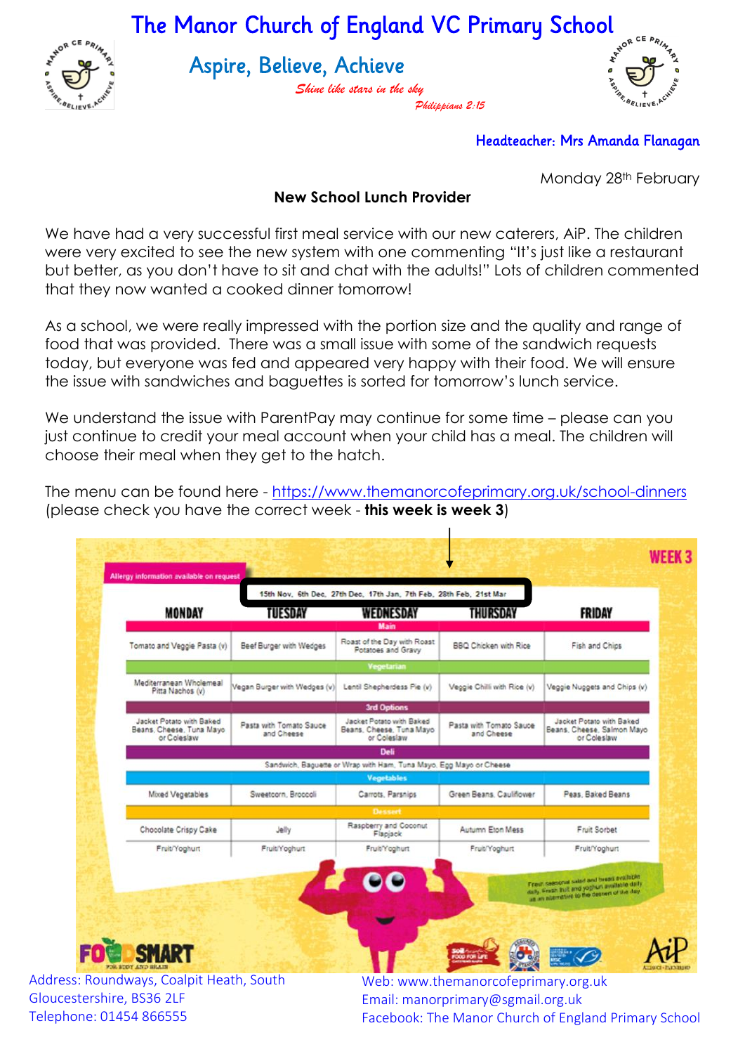# The Manor Church of England VC Primary School

## Aspire, Believe, Achieve

*Shine like stars in the sky*
*Philippians 2:15*

**Headteacher: Mrs Amanda Flanagan**

Monday 28th February

**New School Lunch Provider**

We have had a very successful first meal service with our new caterers, AiP. The children were very excited to see the new system with one commenting "It's just like a restaurant but better, as you don't have to sit and chat with the adults!" Lots of children commented that they now wanted a cooked dinner tomorrow!

As a school, we were really impressed with the portion size and the quality and range of food that was provided. There was a small issue with some of the sandwich requests today, but everyone was fed and appeared very happy with their food. We will ensure the issue with sandwiches and baguettes is sorted for tomorrow's lunch service.

We understand the issue with ParentPay may continue for some time – please can you just continue to credit your meal account when your child has a meal. The children will choose their meal when they get to the hatch.

The menu can be found here - https://www.themanorcofeprimary.org.uk/school-dinners (please check you have the correct week - **this week is week 3**)

**WEEK 3**

Allergy information available on request

15th Nov, 6th Dec, 27th Dec, 17th Jan, 7th Feb, 28th Feb, 21st Mar

| | MONDAY | TUESDAY | WEDNESDAY | THURSDAY | FRIDAY |
|---|---|---|---|---|---|
| **Main** | Tomato and Veggie Pasta (v) | Beef Burger with Wedges | Roast of the Day with Roast Potatoes and Gravy | BBQ Chicken with Rice | Fish and Chips |
| **Vegetarian** | Mediterranean Wholemeal Pitta Nachos (v) | Vegan Burger with Wedges (v) | Lentil Shepherdess Pie (v) | Veggie Chilli with Rice (v) | Veggie Nuggets and Chips (v) |
| **3rd Options** | Jacket Potato with Baked Beans, Cheese, Tuna Mayo or Coleslaw | Pasta with Tomato Sauce and Cheese | Jacket Potato with Baked Beans, Cheese, Tuna Mayo or Coleslaw | Pasta with Tomato Sauce and Cheese | Jacket Potato with Baked Beans, Cheese, Salmon Mayo or Coleslaw |
| **Deli** | Sandwich, Baguette or Wrap with Ham, Tuna Mayo, Egg Mayo or Cheese | | | | |
| **Vegetables** | Mixed Vegetables | Sweetcorn, Broccoli | Carrots, Parsnips | Green Beans, Cauliflower | Peas, Baked Beans |
| **Dessert** | Chocolate Crispy Cake | Jelly | Raspberry and Coconut Flapjack | Autumn Eton Mess | Fruit Sorbet |
| | Fruit/Yoghurt | Fruit/Yoghurt | Fruit/Yoghurt | Fruit/Yoghurt | Fruit/Yoghurt |

Fresh seasonal salad and bread available daily. Fresh fruit and yoghurt available daily as an alternative to the dessert of the day

FOOD SMART FOR BODY AND BRAIN

AiP

Address: Roundways, Coalpit Heath, South Gloucestershire, BS36 2LF
Telephone: 01454 866555

Web: www.themanorcofeprimary.org.uk
Email: manorprimary@sgmail.org.uk
Facebook: The Manor Church of England Primary School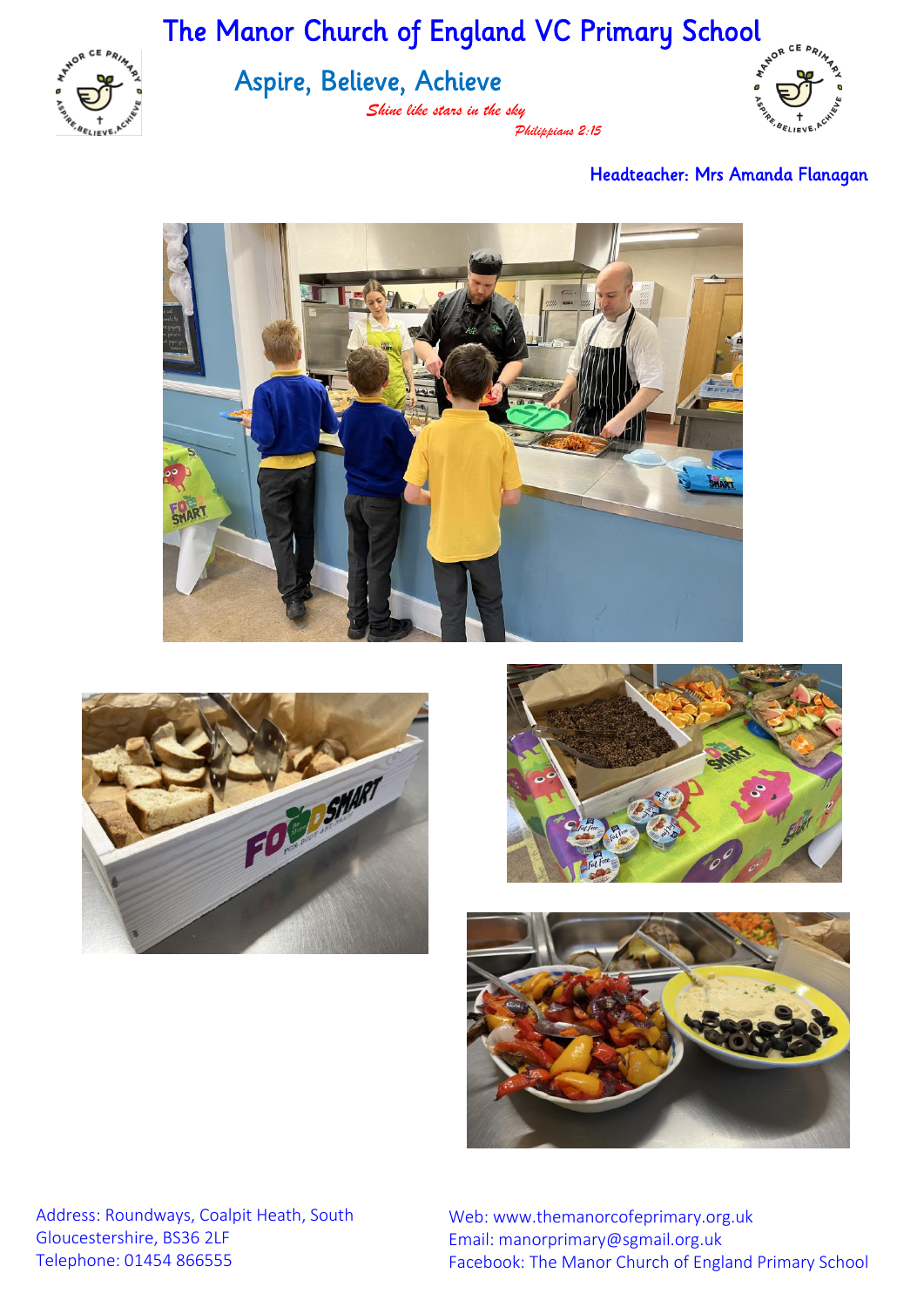# The Manor Church of England VC Primary School

## Aspire, Believe, Achieve

*Shine like stars in the sky*
*Philippians 2:15*

Headteacher: Mrs Amanda Flanagan

Address: Roundways, Coalpit Heath, South Gloucestershire, BS36 2LF
Telephone: 01454 866555

Web: www.themanorcofeprimary.org.uk
Email: manorprimary@sgmail.org.uk
Facebook: The Manor Church of England Primary School